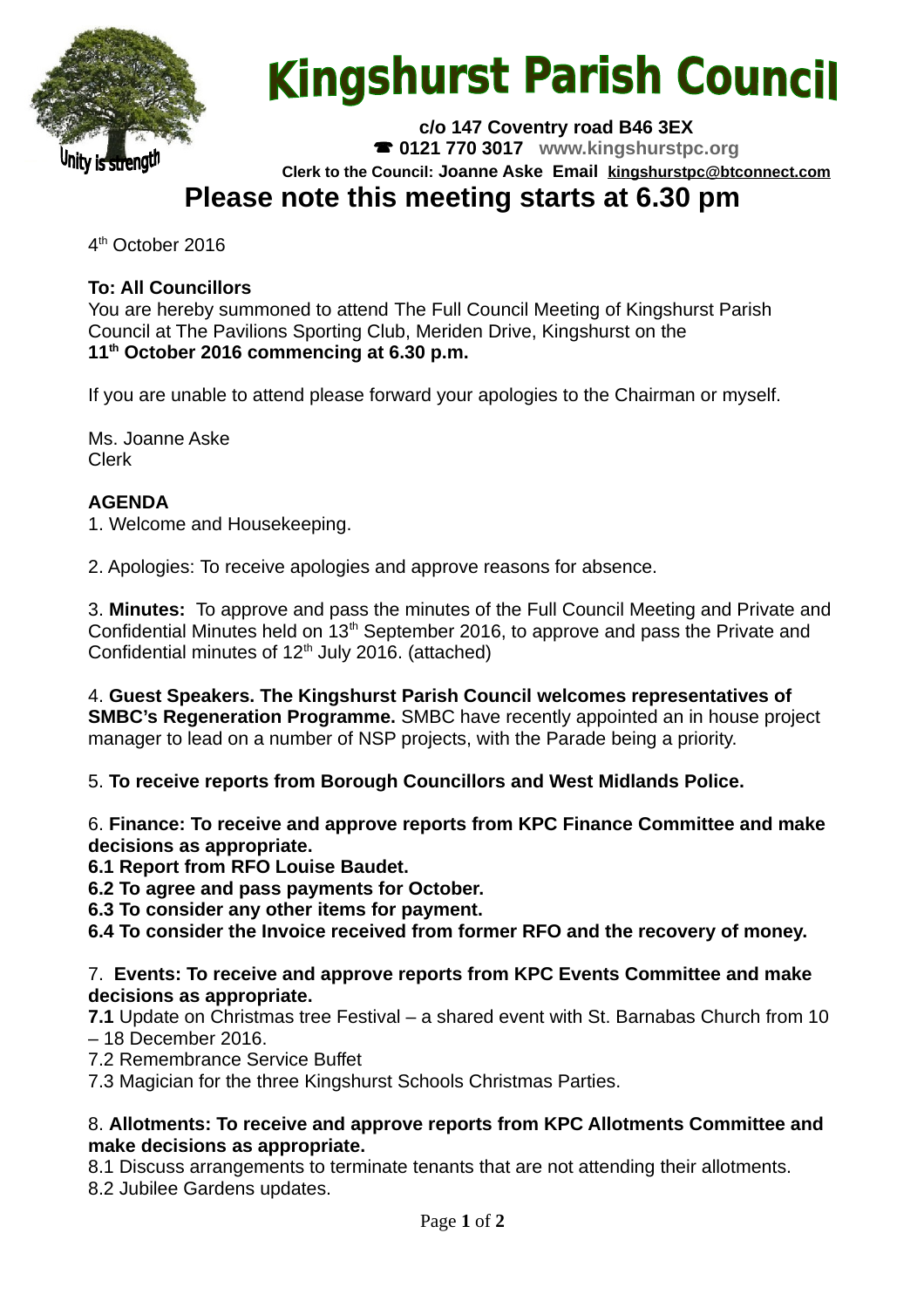# Kingshurst Parish Council

Unity is strength

**c/o 147 Coventry road B46 3EX**
☎ **0121 770 3017** **www.kingshurstpc.org**
**Clerk to the Council: Joanne Aske Email kingshurstpc@btconnect.com**

## Please note this meeting starts at 6.30 pm

4th October 2016

**To: All Councillors**
You are hereby summoned to attend The Full Council Meeting of Kingshurst Parish Council at The Pavilions Sporting Club, Meriden Drive, Kingshurst on the **11th October 2016 commencing at 6.30 p.m.**

If you are unable to attend please forward your apologies to the Chairman or myself.

Ms. Joanne Aske
Clerk

**AGENDA**

1. Welcome and Housekeeping.

2. Apologies: To receive apologies and approve reasons for absence.

3. **Minutes:** To approve and pass the minutes of the Full Council Meeting and Private and Confidential Minutes held on 13th September 2016, to approve and pass the Private and Confidential minutes of 12th July 2016. (attached)

4. **Guest Speakers. The Kingshurst Parish Council welcomes representatives of SMBC's Regeneration Programme.** SMBC have recently appointed an in house project manager to lead on a number of NSP projects, with the Parade being a priority.

5. **To receive reports from Borough Councillors and West Midlands Police.**

6. **Finance: To receive and approve reports from KPC Finance Committee and make decisions as appropriate.**
**6.1 Report from RFO Louise Baudet.**
**6.2 To agree and pass payments for October.**
**6.3 To consider any other items for payment.**
**6.4 To consider the Invoice received from former RFO and the recovery of money.**

7. **Events: To receive and approve reports from KPC Events Committee and make decisions as appropriate.**
**7.1** Update on Christmas tree Festival – a shared event with St. Barnabas Church from 10 – 18 December 2016.
7.2 Remembrance Service Buffet
7.3 Magician for the three Kingshurst Schools Christmas Parties.

8. **Allotments: To receive and approve reports from KPC Allotments Committee and make decisions as appropriate.**
8.1 Discuss arrangements to terminate tenants that are not attending their allotments.
8.2 Jubilee Gardens updates.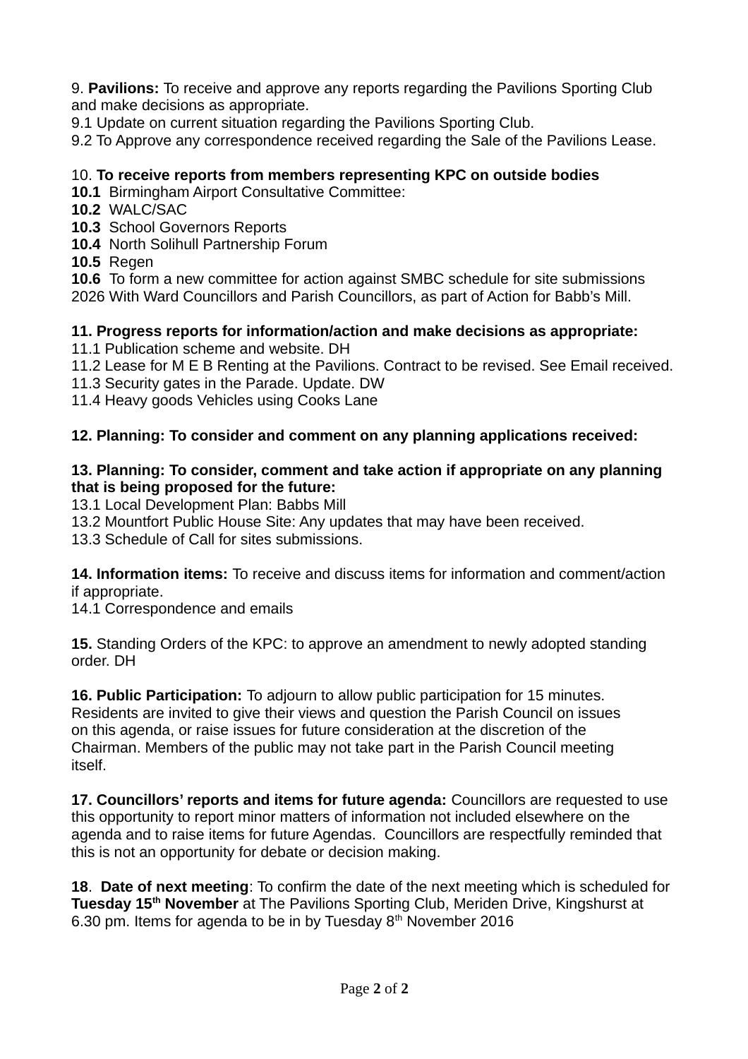9. **Pavilions:** To receive and approve any reports regarding the Pavilions Sporting Club and make decisions as appropriate.
9.1 Update on current situation regarding the Pavilions Sporting Club.
9.2 To Approve any correspondence received regarding the Sale of the Pavilions Lease.

10. **To receive reports from members representing KPC on outside bodies**
**10.1** Birmingham Airport Consultative Committee:
**10.2** WALC/SAC
**10.3** School Governors Reports
**10.4** North Solihull Partnership Forum
**10.5** Regen
**10.6** To form a new committee for action against SMBC schedule for site submissions 2026 With Ward Councillors and Parish Councillors, as part of Action for Babb's Mill.

**11. Progress reports for information/action and make decisions as appropriate:**
11.1 Publication scheme and website. DH
11.2 Lease for M E B Renting at the Pavilions. Contract to be revised. See Email received.
11.3 Security gates in the Parade. Update. DW
11.4 Heavy goods Vehicles using Cooks Lane

**12. Planning: To consider and comment on any planning applications received:**

**13. Planning: To consider, comment and take action if appropriate on any planning that is being proposed for the future:**
13.1 Local Development Plan: Babbs Mill
13.2 Mountfort Public House Site: Any updates that may have been received.
13.3 Schedule of Call for sites submissions.

**14. Information items:** To receive and discuss items for information and comment/action if appropriate.
14.1 Correspondence and emails

**15.** Standing Orders of the KPC: to approve an amendment to newly adopted standing order. DH

**16. Public Participation:** To adjourn to allow public participation for 15 minutes. Residents are invited to give their views and question the Parish Council on issues on this agenda, or raise issues for future consideration at the discretion of the Chairman. Members of the public may not take part in the Parish Council meeting itself.

**17. Councillors' reports and items for future agenda:** Councillors are requested to use this opportunity to report minor matters of information not included elsewhere on the agenda and to raise items for future Agendas. Councillors are respectfully reminded that this is not an opportunity for debate or decision making.

**18**. **Date of next meeting**: To confirm the date of the next meeting which is scheduled for **Tuesday 15th November** at The Pavilions Sporting Club, Meriden Drive, Kingshurst at 6.30 pm. Items for agenda to be in by Tuesday 8th November 2016